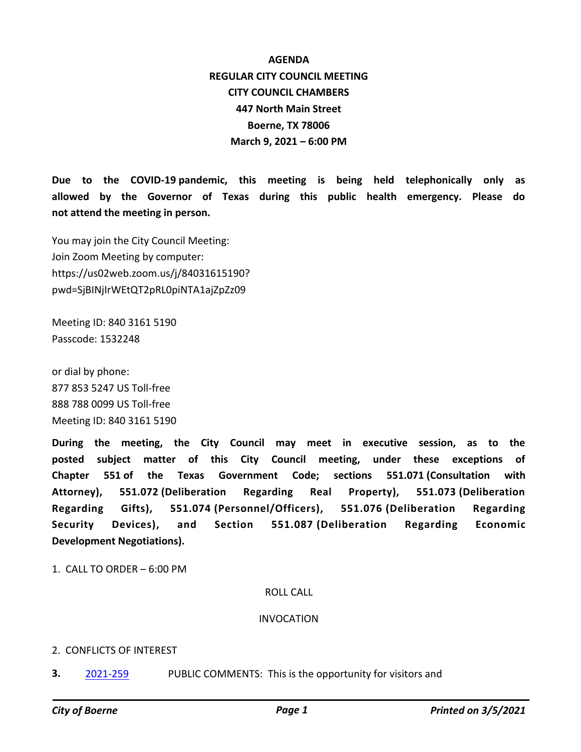# AGENDA
## REGULAR CITY COUNCIL MEETING
## CITY COUNCIL CHAMBERS
## 447 North Main Street
## Boerne, TX 78006
## March 9, 2021 – 6:00 PM

**Due to the COVID-19 pandemic, this meeting is being held telephonically only as allowed by the Governor of Texas during this public health emergency. Please do not attend the meeting in person.**

You may join the City Council Meeting:
Join Zoom Meeting by computer:
https://us02web.zoom.us/j/84031615190?pwd=SjBINjIrWEtQT2pRL0piNTA1ajZpZz09

Meeting ID: 840 3161 5190
Passcode: 1532248

or dial by phone:
877 853 5247 US Toll-free
888 788 0099 US Toll-free
Meeting ID: 840 3161 5190

**During the meeting, the City Council may meet in executive session, as to the posted subject matter of this City Council meeting, under these exceptions of Chapter 551 of the Texas Government Code; sections 551.071 (Consultation with Attorney), 551.072 (Deliberation Regarding Real Property), 551.073 (Deliberation Regarding Gifts), 551.074 (Personnel/Officers), 551.076 (Deliberation Regarding Security Devices), and Section 551.087 (Deliberation Regarding Economic Development Negotiations).**

1. CALL TO ORDER – 6:00 PM

ROLL CALL

INVOCATION

2. CONFLICTS OF INTEREST

**3.** 2021-259 PUBLIC COMMENTS: This is the opportunity for visitors and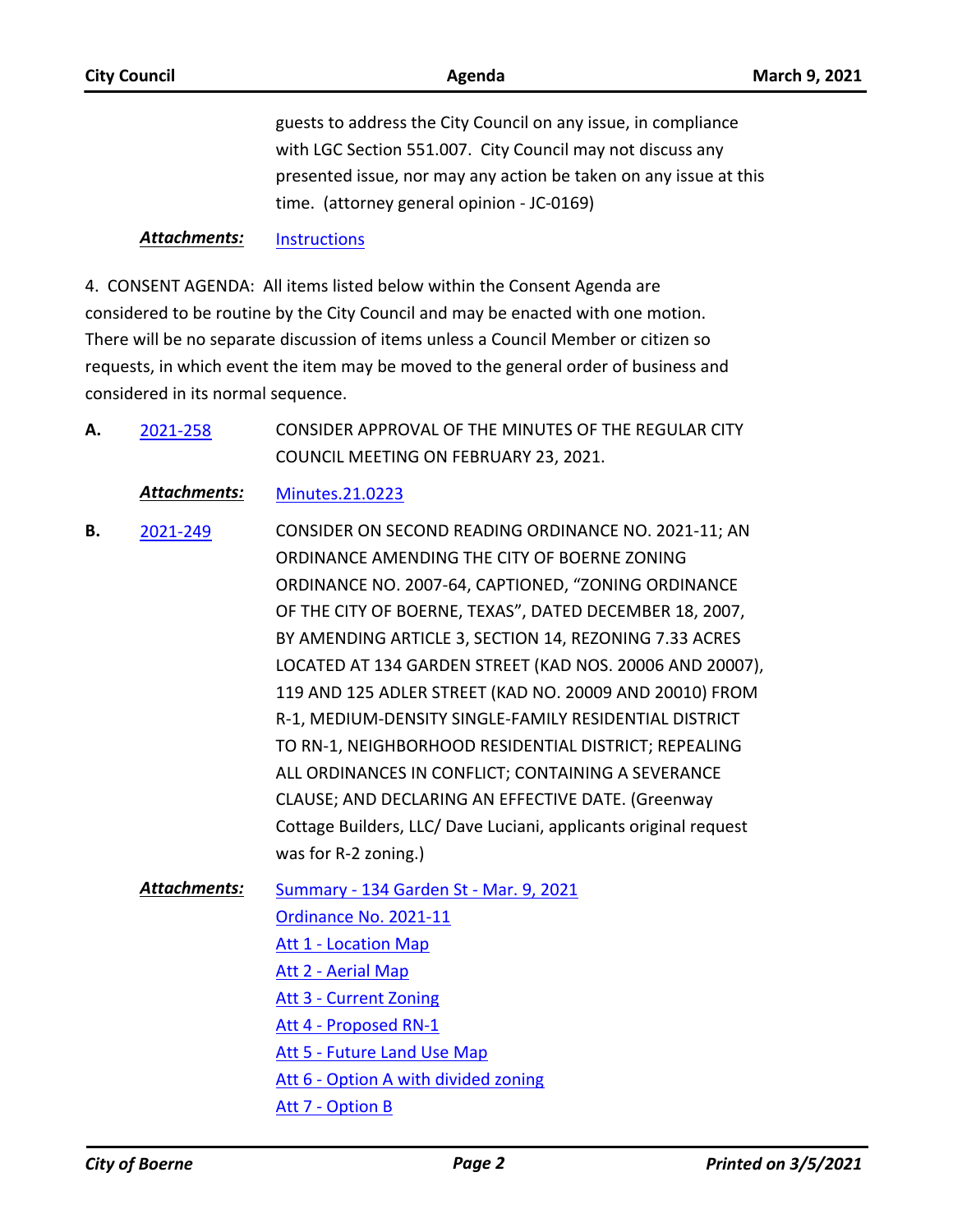guests to address the City Council on any issue, in compliance with LGC Section 551.007. City Council may not discuss any presented issue, nor may any action be taken on any issue at this time. (attorney general opinion - JC-0169)

***Attachments:*** Instructions

4. CONSENT AGENDA: All items listed below within the Consent Agenda are considered to be routine by the City Council and may be enacted with one motion. There will be no separate discussion of items unless a Council Member or citizen so requests, in which event the item may be moved to the general order of business and considered in its normal sequence.

**A.** 2021-258 CONSIDER APPROVAL OF THE MINUTES OF THE REGULAR CITY COUNCIL MEETING ON FEBRUARY 23, 2021.

***Attachments:*** Minutes.21.0223

**B.** 2021-249 CONSIDER ON SECOND READING ORDINANCE NO. 2021-11; AN ORDINANCE AMENDING THE CITY OF BOERNE ZONING ORDINANCE NO. 2007-64, CAPTIONED, "ZONING ORDINANCE OF THE CITY OF BOERNE, TEXAS", DATED DECEMBER 18, 2007, BY AMENDING ARTICLE 3, SECTION 14, REZONING 7.33 ACRES LOCATED AT 134 GARDEN STREET (KAD NOS. 20006 AND 20007), 119 AND 125 ADLER STREET (KAD NO. 20009 AND 20010) FROM R-1, MEDIUM-DENSITY SINGLE-FAMILY RESIDENTIAL DISTRICT TO RN-1, NEIGHBORHOOD RESIDENTIAL DISTRICT; REPEALING ALL ORDINANCES IN CONFLICT; CONTAINING A SEVERANCE CLAUSE; AND DECLARING AN EFFECTIVE DATE. (Greenway Cottage Builders, LLC/ Dave Luciani, applicants original request was for R-2 zoning.)

***Attachments:***
- Summary - 134 Garden St - Mar. 9, 2021
- Ordinance No. 2021-11
- Att 1 - Location Map
- Att 2 - Aerial Map
- Att 3 - Current Zoning
- Att 4 - Proposed RN-1
- Att 5 - Future Land Use Map
- Att 6 - Option A with divided zoning
- Att 7 - Option B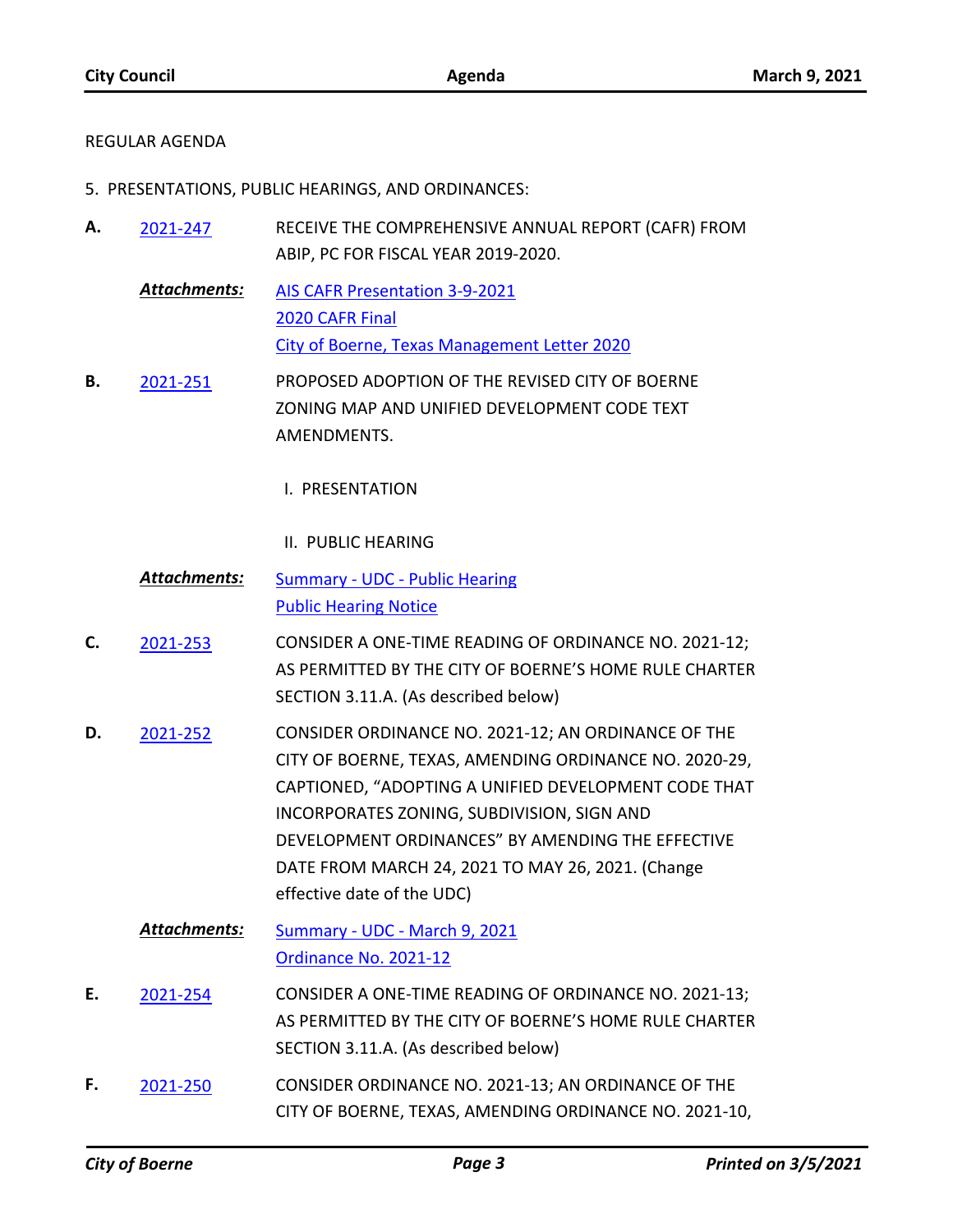REGULAR AGENDA

5. PRESENTATIONS, PUBLIC HEARINGS, AND ORDINANCES:

**A.** 2021-247 RECEIVE THE COMPREHENSIVE ANNUAL REPORT (CAFR) FROM ABIP, PC FOR FISCAL YEAR 2019-2020.

***Attachments:*** AIS CAFR Presentation 3-9-2021
2020 CAFR Final
City of Boerne, Texas Management Letter 2020

**B.** 2021-251 PROPOSED ADOPTION OF THE REVISED CITY OF BOERNE ZONING MAP AND UNIFIED DEVELOPMENT CODE TEXT AMENDMENTS.

I. PRESENTATION

II. PUBLIC HEARING

***Attachments:*** Summary - UDC - Public Hearing
Public Hearing Notice

**C.** 2021-253 CONSIDER A ONE-TIME READING OF ORDINANCE NO. 2021-12; AS PERMITTED BY THE CITY OF BOERNE'S HOME RULE CHARTER SECTION 3.11.A. (As described below)

**D.** 2021-252 CONSIDER ORDINANCE NO. 2021-12; AN ORDINANCE OF THE CITY OF BOERNE, TEXAS, AMENDING ORDINANCE NO. 2020-29, CAPTIONED, "ADOPTING A UNIFIED DEVELOPMENT CODE THAT INCORPORATES ZONING, SUBDIVISION, SIGN AND DEVELOPMENT ORDINANCES" BY AMENDING THE EFFECTIVE DATE FROM MARCH 24, 2021 TO MAY 26, 2021. (Change effective date of the UDC)

***Attachments:*** Summary - UDC - March 9, 2021
Ordinance No. 2021-12

**E.** 2021-254 CONSIDER A ONE-TIME READING OF ORDINANCE NO. 2021-13; AS PERMITTED BY THE CITY OF BOERNE'S HOME RULE CHARTER SECTION 3.11.A. (As described below)

**F.** 2021-250 CONSIDER ORDINANCE NO. 2021-13; AN ORDINANCE OF THE CITY OF BOERNE, TEXAS, AMENDING ORDINANCE NO. 2021-10,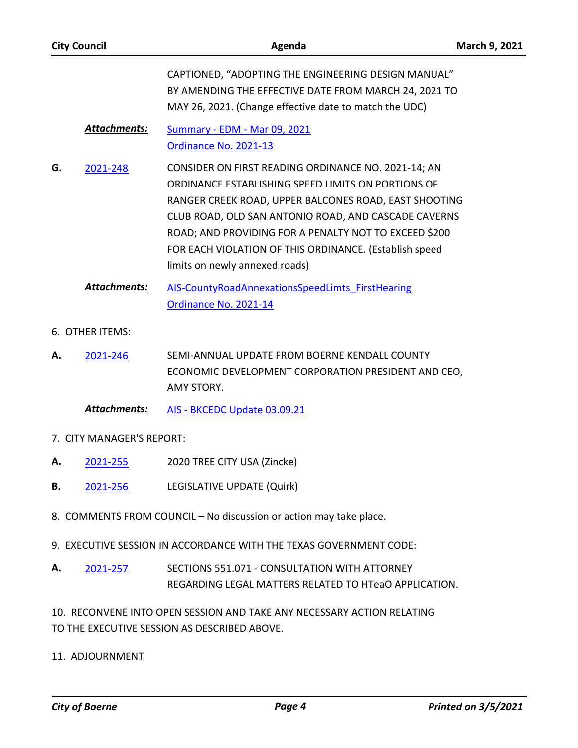CAPTIONED, "ADOPTING THE ENGINEERING DESIGN MANUAL" BY AMENDING THE EFFECTIVE DATE FROM MARCH 24, 2021 TO MAY 26, 2021. (Change effective date to match the UDC)

***Attachments:*** Summary - EDM - Mar 09, 2021
Ordinance No. 2021-13

**G.** 2021-248 CONSIDER ON FIRST READING ORDINANCE NO. 2021-14; AN ORDINANCE ESTABLISHING SPEED LIMITS ON PORTIONS OF RANGER CREEK ROAD, UPPER BALCONES ROAD, EAST SHOOTING CLUB ROAD, OLD SAN ANTONIO ROAD, AND CASCADE CAVERNS ROAD; AND PROVIDING FOR A PENALTY NOT TO EXCEED $200 FOR EACH VIOLATION OF THIS ORDINANCE. (Establish speed limits on newly annexed roads)

***Attachments:*** AIS-CountyRoadAnnexationsSpeedLimts_FirstHearing
Ordinance No. 2021-14

6. OTHER ITEMS:

**A.** 2021-246 SEMI-ANNUAL UPDATE FROM BOERNE KENDALL COUNTY ECONOMIC DEVELOPMENT CORPORATION PRESIDENT AND CEO, AMY STORY.

***Attachments:*** AIS - BKCEDC Update 03.09.21

7. CITY MANAGER'S REPORT:

**A.** 2021-255 2020 TREE CITY USA (Zincke)

**B.** 2021-256 LEGISLATIVE UPDATE (Quirk)

8. COMMENTS FROM COUNCIL – No discussion or action may take place.

9. EXECUTIVE SESSION IN ACCORDANCE WITH THE TEXAS GOVERNMENT CODE:

**A.** 2021-257 SECTIONS 551.071 - CONSULTATION WITH ATTORNEY REGARDING LEGAL MATTERS RELATED TO HTeaO APPLICATION.

10. RECONVENE INTO OPEN SESSION AND TAKE ANY NECESSARY ACTION RELATING TO THE EXECUTIVE SESSION AS DESCRIBED ABOVE.

11. ADJOURNMENT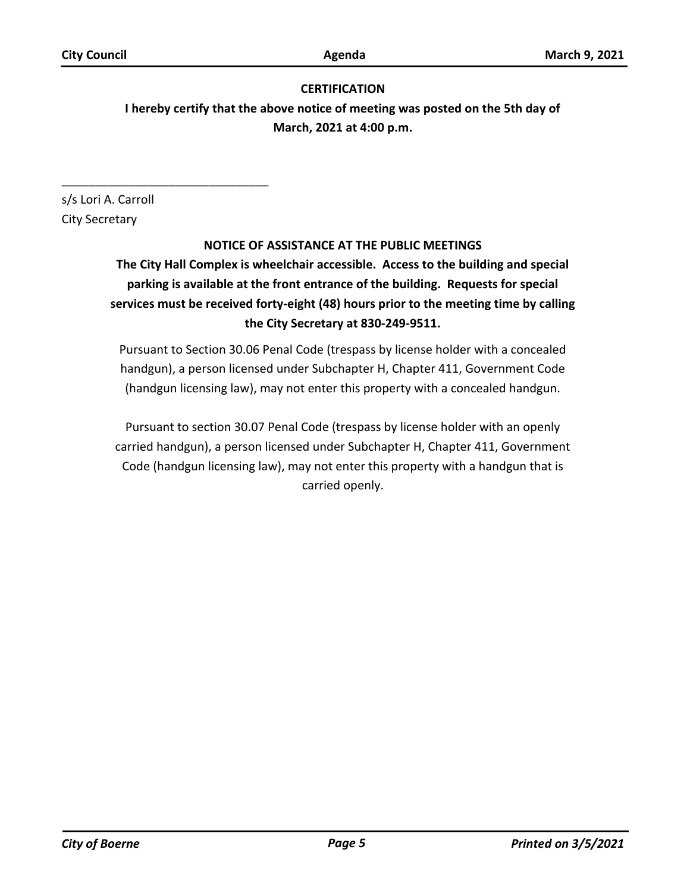**CERTIFICATION**

**I hereby certify that the above notice of meeting was posted on the 5th day of March, 2021 at 4:00 p.m.**

_______________________________

s/s Lori A. Carroll
City Secretary

**NOTICE OF ASSISTANCE AT THE PUBLIC MEETINGS**

**The City Hall Complex is wheelchair accessible. Access to the building and special parking is available at the front entrance of the building. Requests for special services must be received forty-eight (48) hours prior to the meeting time by calling the City Secretary at 830-249-9511.**

Pursuant to Section 30.06 Penal Code (trespass by license holder with a concealed handgun), a person licensed under Subchapter H, Chapter 411, Government Code (handgun licensing law), may not enter this property with a concealed handgun.

Pursuant to section 30.07 Penal Code (trespass by license holder with an openly carried handgun), a person licensed under Subchapter H, Chapter 411, Government Code (handgun licensing law), may not enter this property with a handgun that is carried openly.